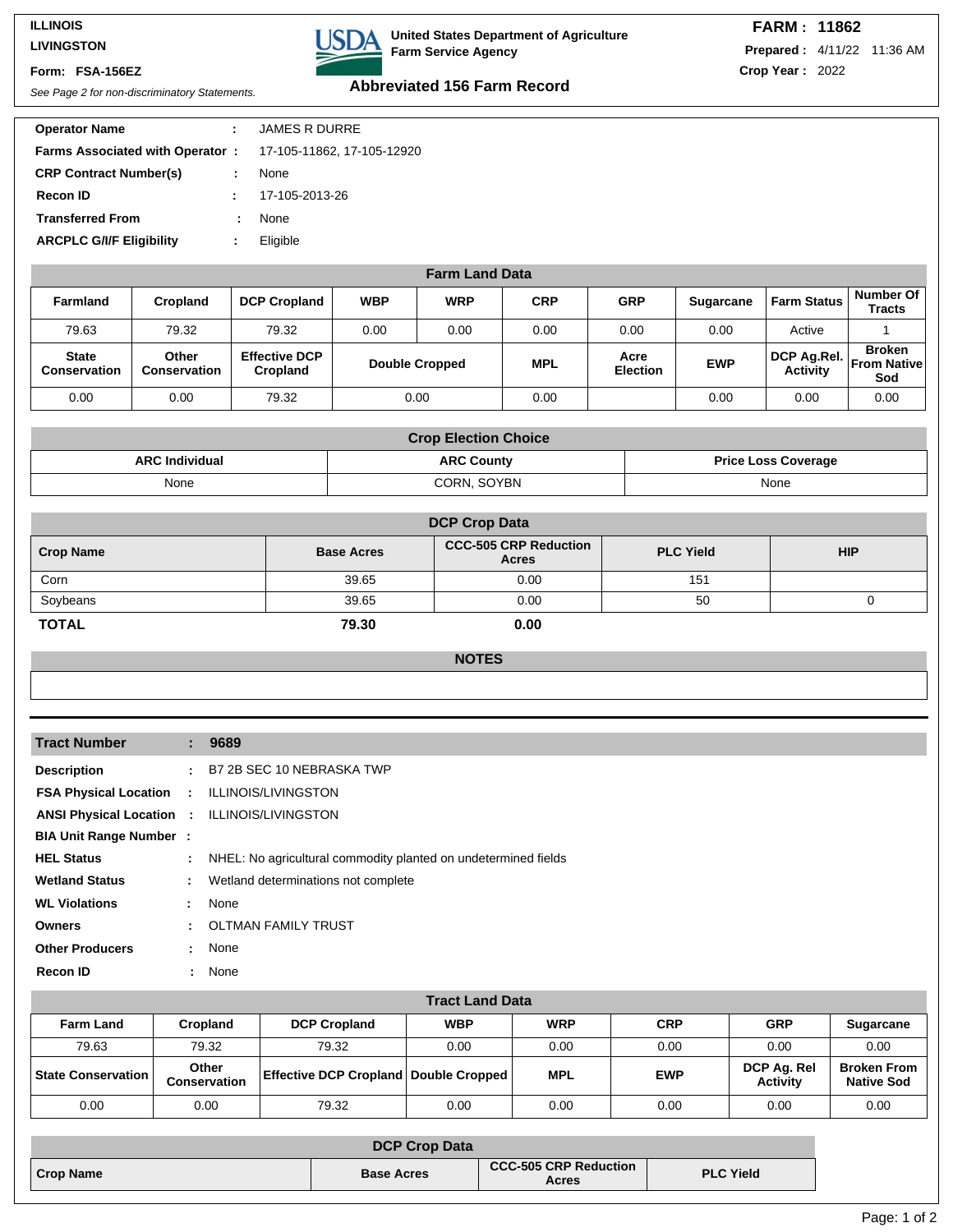ILLINOIS
LIVINGSTON
Form: FSA-156EZ
*See Page 2 for non-discriminatory Statements.*

**United States Department of Agriculture**
**Farm Service Agency**

## Abbreviated 156 Farm Record

**FARM : 11862**
**Prepared :** 4/11/22 11:36 AM
**Crop Year :** 2022

| | | |
|---|---|---|
| **Operator Name** | : | JAMES R DURRE |
| **Farms Associated with Operator** | : | 17-105-11862, 17-105-12920 |
| **CRP Contract Number(s)** | : | None |
| **Recon ID** | : | 17-105-2013-26 |
| **Transferred From** | : | None |
| **ARCPLC G/I/F Eligibility** | : | Eligible |

### Farm Land Data

| Farmland | Cropland | DCP Cropland | WBP | WRP | CRP | GRP | Sugarcane | Farm Status | Number Of Tracts |
|---|---|---|---|---|---|---|---|---|---|
| 79.63 | 79.32 | 79.32 | 0.00 | 0.00 | 0.00 | 0.00 | 0.00 | Active | 1 |
| **State Conservation** | **Other Conservation** | **Effective DCP Cropland** | **Double Cropped** | | **MPL** | **Acre Election** | **EWP** | **DCP Ag.Rel. Activity** | **Broken From Native Sod** |
| 0.00 | 0.00 | 79.32 | 0.00 | | 0.00 | | 0.00 | 0.00 | 0.00 |

### Crop Election Choice

| ARC Individual | ARC County | Price Loss Coverage |
|---|---|---|
| None | CORN, SOYBN | None |

### DCP Crop Data

| Crop Name | Base Acres | CCC-505 CRP Reduction Acres | PLC Yield | HIP |
|---|---|---|---|---|
| Corn | 39.65 | 0.00 | 151 | |
| Soybeans | 39.65 | 0.00 | 50 | 0 |
| **TOTAL** | **79.30** | **0.00** | | |

### NOTES

---

| | | |
|---|---|---|
| **Tract Number** | : | **9689** |
| **Description** | : | B7 2B SEC 10 NEBRASKA TWP |
| **FSA Physical Location** | : | ILLINOIS/LIVINGSTON |
| **ANSI Physical Location** | : | ILLINOIS/LIVINGSTON |
| **BIA Unit Range Number** | : | |
| **HEL Status** | : | NHEL: No agricultural commodity planted on undetermined fields |
| **Wetland Status** | : | Wetland determinations not complete |
| **WL Violations** | : | None |
| **Owners** | : | OLTMAN FAMILY TRUST |
| **Other Producers** | : | None |
| **Recon ID** | : | None |

### Tract Land Data

| Farm Land | Cropland | DCP Cropland | WBP | WRP | CRP | GRP | Sugarcane |
|---|---|---|---|---|---|---|---|
| 79.63 | 79.32 | 79.32 | 0.00 | 0.00 | 0.00 | 0.00 | 0.00 |
| **State Conservation** | **Other Conservation** | **Effective DCP Cropland** | **Double Cropped** | **MPL** | **EWP** | **DCP Ag. Rel Activity** | **Broken From Native Sod** |
| 0.00 | 0.00 | 79.32 | 0.00 | 0.00 | 0.00 | 0.00 | 0.00 |

### DCP Crop Data

| Crop Name | Base Acres | CCC-505 CRP Reduction Acres | PLC Yield |
|---|---|---|---|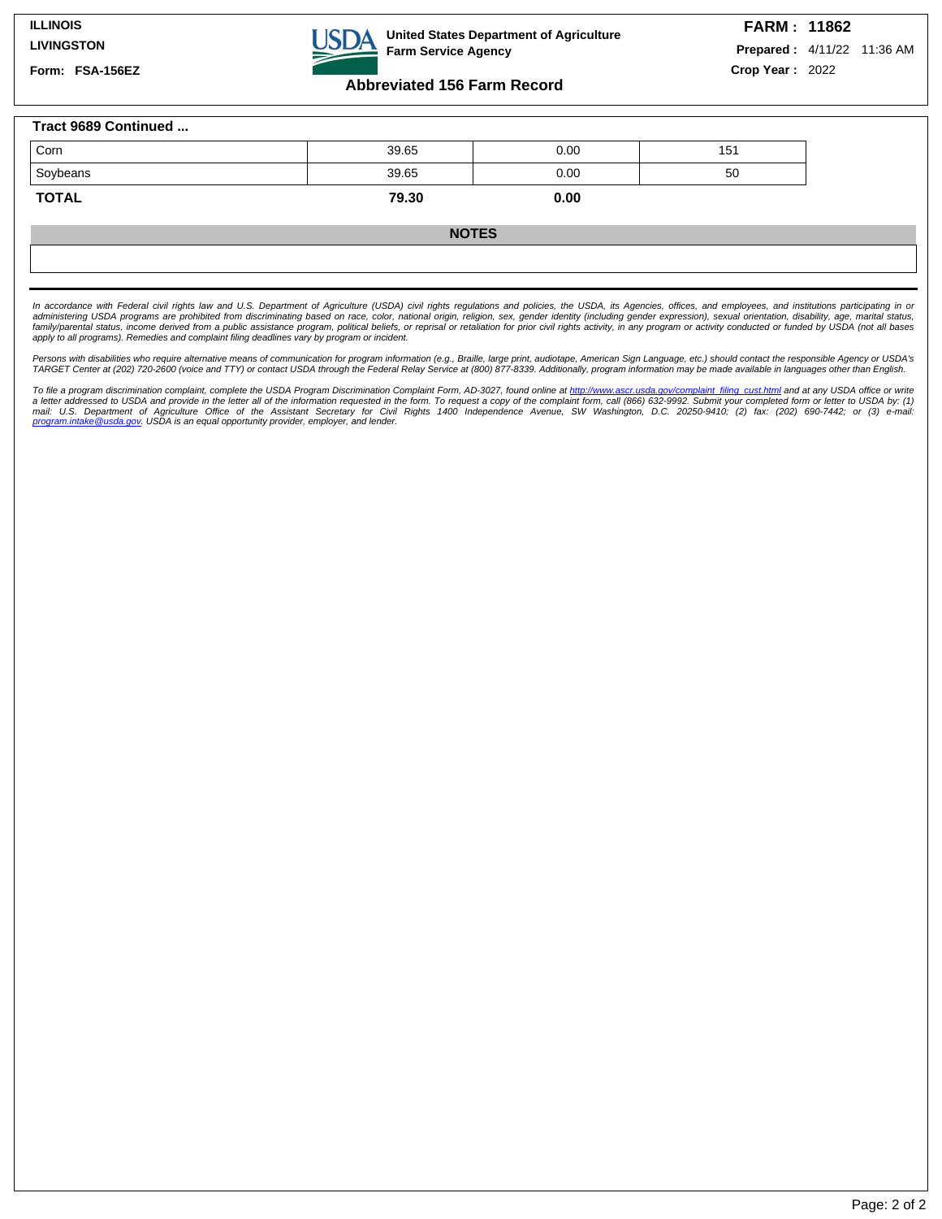ILLINOIS
LIVINGSTON
Form: FSA-156EZ

United States Department of Agriculture
Farm Service Agency

**FARM : 11862**
**Prepared :** 4/11/22 11:36 AM
**Crop Year :** 2022

## Abbreviated 156 Farm Record

### Tract 9689 Continued ...

| | | | |
|---|---|---|---|
| Corn | 39.65 | 0.00 | 151 |
| Soybeans | 39.65 | 0.00 | 50 |
| **TOTAL** | **79.30** | **0.00** | |

**NOTES**

*In accordance with Federal civil rights law and U.S. Department of Agriculture (USDA) civil rights regulations and policies, the USDA, its Agencies, offices, and employees, and institutions participating in or administering USDA programs are prohibited from discriminating based on race, color, national origin, religion, sex, gender identity (including gender expression), sexual orientation, disability, age, marital status, family/parental status, income derived from a public assistance program, political beliefs, or reprisal or retaliation for prior civil rights activity, in any program or activity conducted or funded by USDA (not all bases apply to all programs). Remedies and complaint filing deadlines vary by program or incident.*

*Persons with disabilities who require alternative means of communication for program information (e.g., Braille, large print, audiotape, American Sign Language, etc.) should contact the responsible Agency or USDA's TARGET Center at (202) 720-2600 (voice and TTY) or contact USDA through the Federal Relay Service at (800) 877-8339. Additionally, program information may be made available in languages other than English.*

*To file a program discrimination complaint, complete the USDA Program Discrimination Complaint Form, AD-3027, found online at http://www.ascr.usda.gov/complaint_filing_cust.html and at any USDA office or write a letter addressed to USDA and provide in the letter all of the information requested in the form. To request a copy of the complaint form, call (866) 632-9992. Submit your completed form or letter to USDA by: (1) mail: U.S. Department of Agriculture Office of the Assistant Secretary for Civil Rights 1400 Independence Avenue, SW Washington, D.C. 20250-9410; (2) fax: (202) 690-7442; or (3) e-mail: program.intake@usda.gov. USDA is an equal opportunity provider, employer, and lender.*